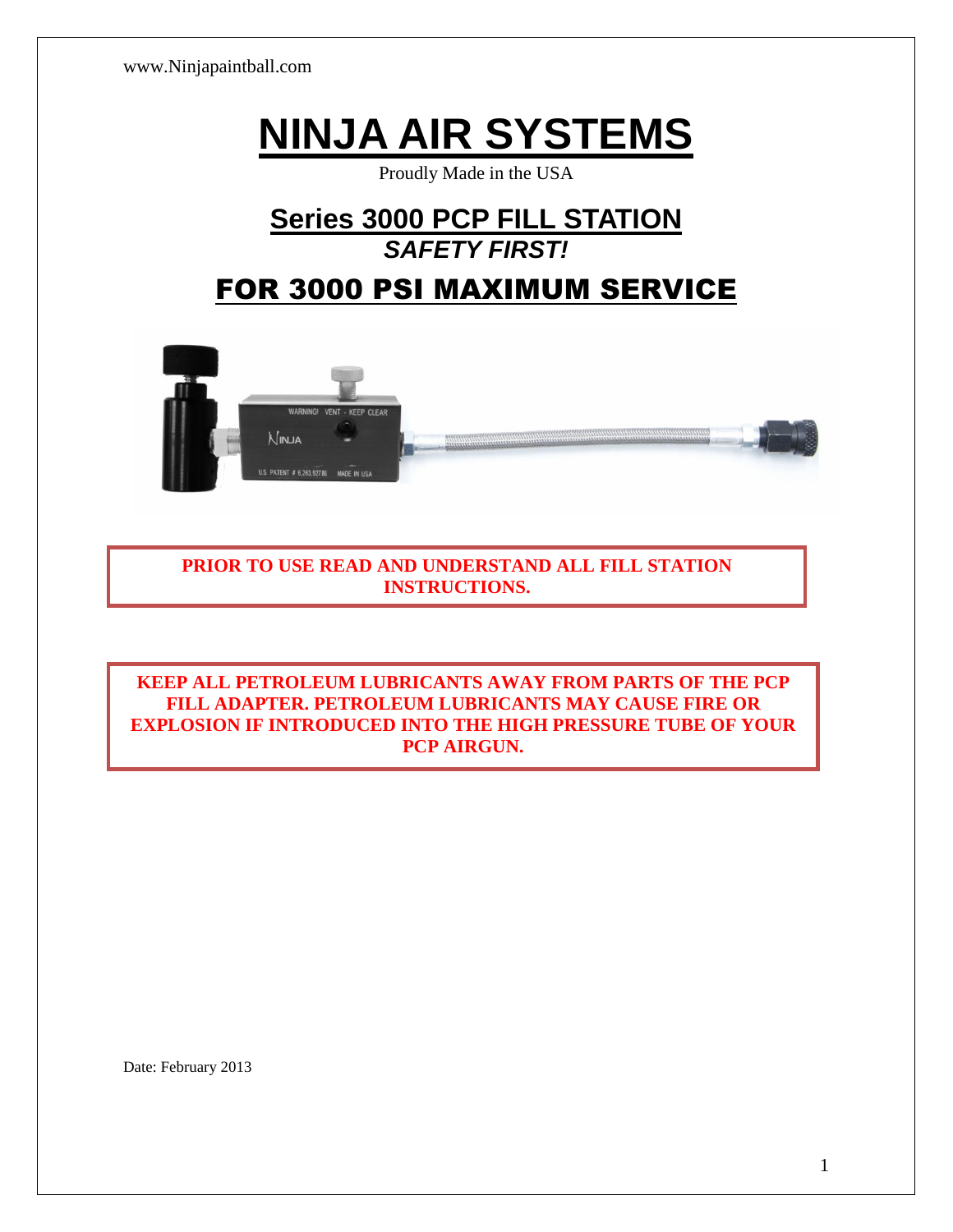www.Ninjapaintball.com

# NINJA AIR SYSTEMS

Proudly Made in the USA

## Series 3000 PCP FILL STATION

***SAFETY FIRST!***

## FOR 3000 PSI MAXIMUM SERVICE

**PRIOR TO USE READ AND UNDERSTAND ALL FILL STATION INSTRUCTIONS.**

**KEEP ALL PETROLEUM LUBRICANTS AWAY FROM PARTS OF THE PCP FILL ADAPTER. PETROLEUM LUBRICANTS MAY CAUSE FIRE OR EXPLOSION IF INTRODUCED INTO THE HIGH PRESSURE TUBE OF YOUR PCP AIRGUN.**

Date: February 2013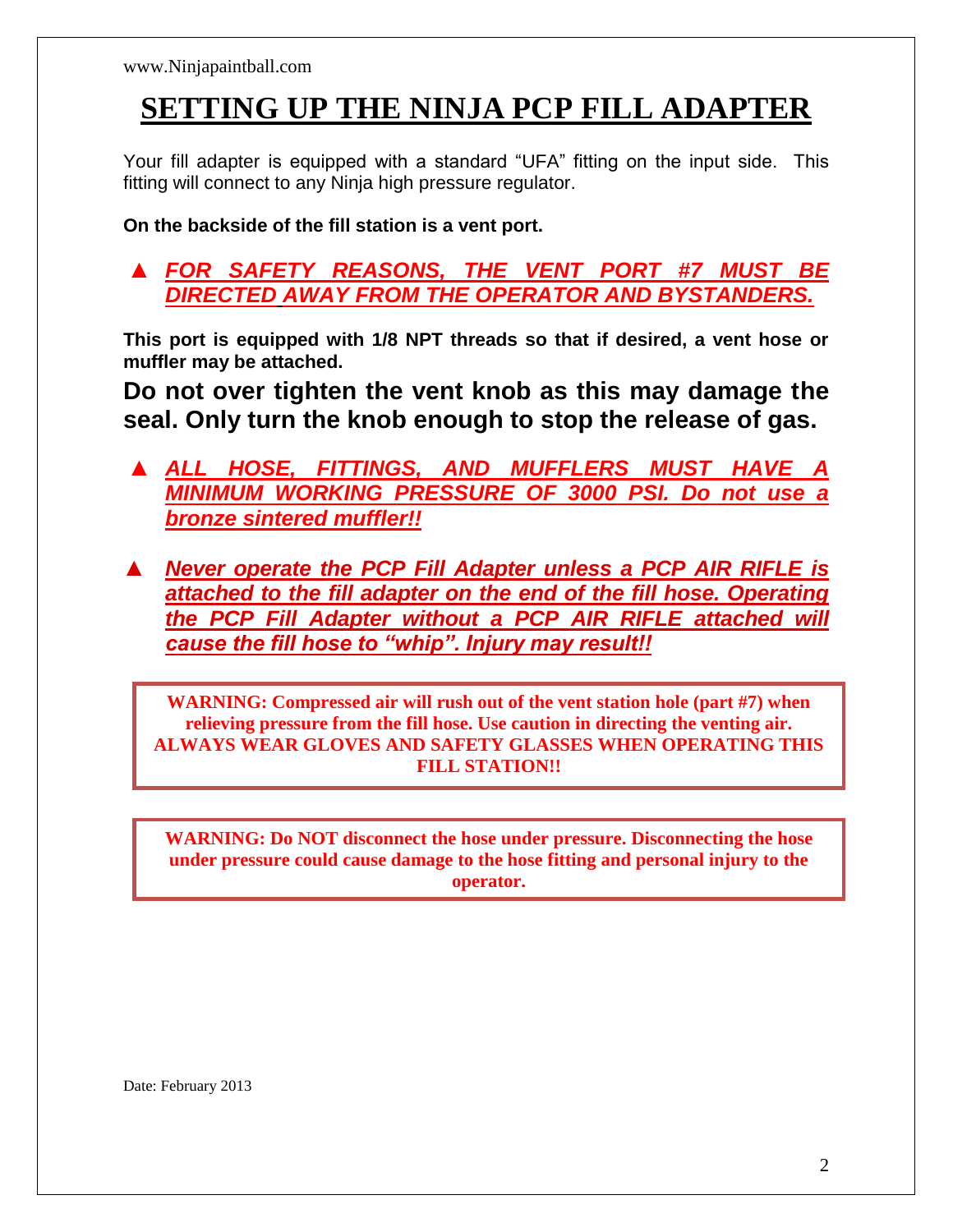# SETTING UP THE NINJA PCP FILL ADAPTER

Your fill adapter is equipped with a standard "UFA" fitting on the input side. This fitting will connect to any Ninja high pressure regulator.

**On the backside of the fill station is a vent port.**

- ▲ ***FOR SAFETY REASONS, THE VENT PORT #7 MUST BE DIRECTED AWAY FROM THE OPERATOR AND BYSTANDERS.***

**This port is equipped with 1/8 NPT threads so that if desired, a vent hose or muffler may be attached.**

**Do not over tighten the vent knob as this may damage the seal. Only turn the knob enough to stop the release of gas.**

- ▲ ***ALL HOSE, FITTINGS, AND MUFFLERS MUST HAVE A MINIMUM WORKING PRESSURE OF 3000 PSI. Do not use a bronze sintered muffler!!***

- ▲ ***Never operate the PCP Fill Adapter unless a PCP AIR RIFLE is attached to the fill adapter on the end of the fill hose. Operating the PCP Fill Adapter without a PCP AIR RIFLE attached will cause the fill hose to "whip". Injury may result!!***

**WARNING: Compressed air will rush out of the vent station hole (part #7) when relieving pressure from the fill hose. Use caution in directing the venting air. ALWAYS WEAR GLOVES AND SAFETY GLASSES WHEN OPERATING THIS FILL STATION!!**

**WARNING: Do NOT disconnect the hose under pressure. Disconnecting the hose under pressure could cause damage to the hose fitting and personal injury to the operator.**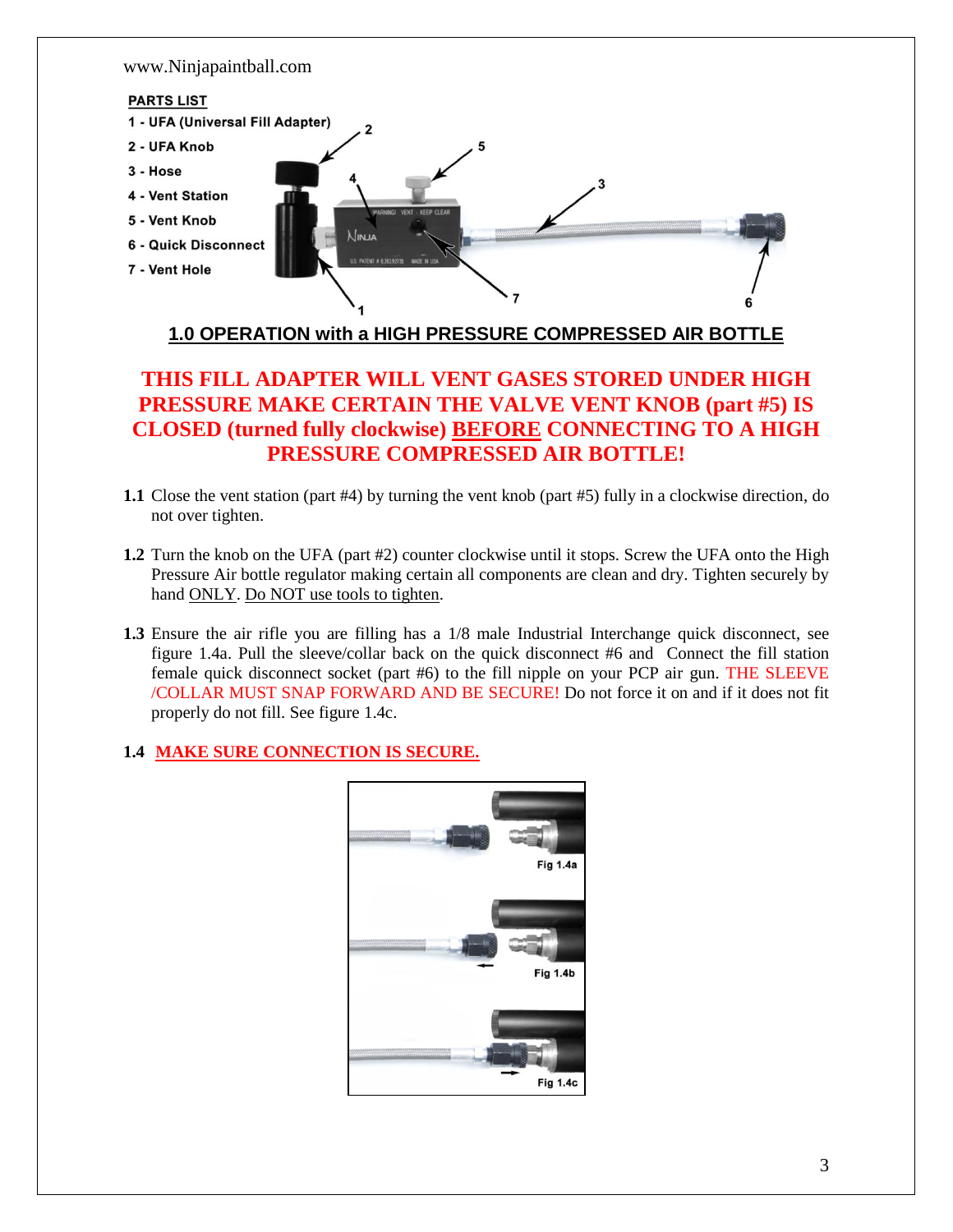www.Ninjapaintball.com

**PARTS LIST**

1 - UFA (Universal Fill Adapter)

2 - UFA Knob

3 - Hose

4 - Vent Station

5 - Vent Knob

6 - Quick Disconnect

7 - Vent Hole

## 1.0 OPERATION with a HIGH PRESSURE COMPRESSED AIR BOTTLE

**THIS FILL ADAPTER WILL VENT GASES STORED UNDER HIGH PRESSURE MAKE CERTAIN THE VALVE VENT KNOB (part #5) IS CLOSED (turned fully clockwise) BEFORE CONNECTING TO A HIGH PRESSURE COMPRESSED AIR BOTTLE!**

**1.1** Close the vent station (part #4) by turning the vent knob (part #5) fully in a clockwise direction, do not over tighten.

**1.2** Turn the knob on the UFA (part #2) counter clockwise until it stops. Screw the UFA onto the High Pressure Air bottle regulator making certain all components are clean and dry. Tighten securely by hand ONLY. Do NOT use tools to tighten.

**1.3** Ensure the air rifle you are filling has a 1/8 male Industrial Interchange quick disconnect, see figure 1.4a. Pull the sleeve/collar back on the quick disconnect #6 and Connect the fill station female quick disconnect socket (part #6) to the fill nipple on your PCP air gun. THE SLEEVE /COLLAR MUST SNAP FORWARD AND BE SECURE! Do not force it on and if it does not fit properly do not fill. See figure 1.4c.

**1.4** **MAKE SURE CONNECTION IS SECURE.**

Fig 1.4a

Fig 1.4b

Fig 1.4c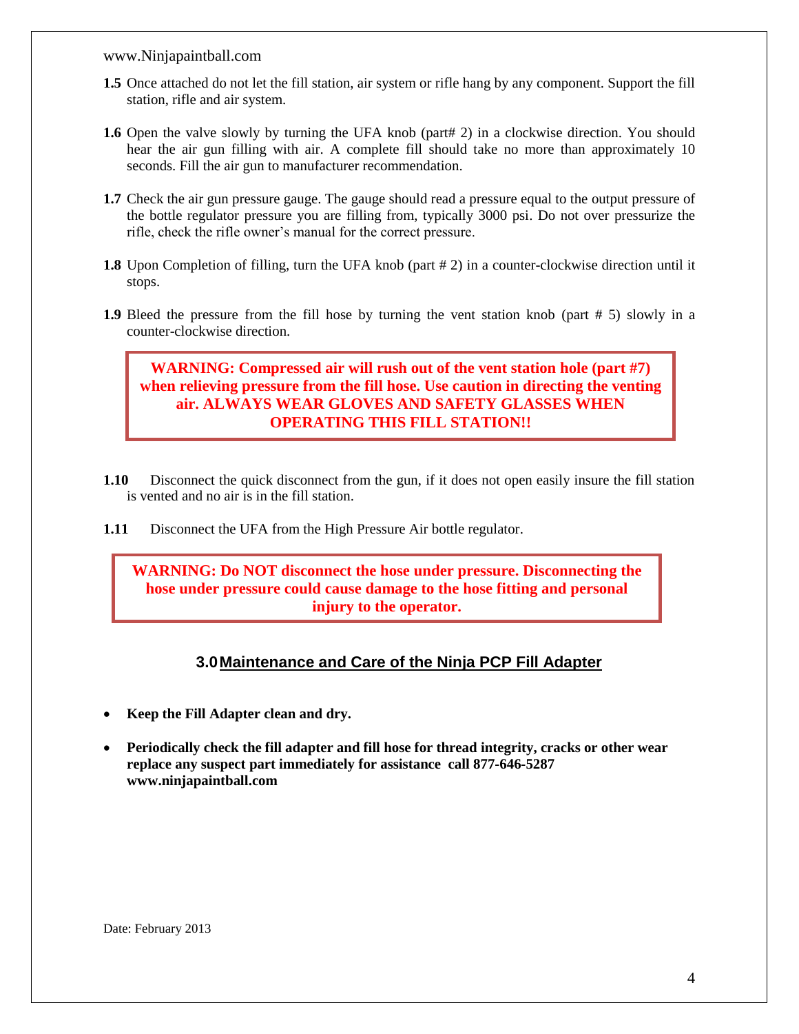**1.5** Once attached do not let the fill station, air system or rifle hang by any component. Support the fill station, rifle and air system.

**1.6** Open the valve slowly by turning the UFA knob (part# 2) in a clockwise direction. You should hear the air gun filling with air. A complete fill should take no more than approximately 10 seconds. Fill the air gun to manufacturer recommendation.

**1.7** Check the air gun pressure gauge. The gauge should read a pressure equal to the output pressure of the bottle regulator pressure you are filling from, typically 3000 psi. Do not over pressurize the rifle, check the rifle owner's manual for the correct pressure.

**1.8** Upon Completion of filling, turn the UFA knob (part # 2) in a counter-clockwise direction until it stops.

**1.9** Bleed the pressure from the fill hose by turning the vent station knob (part # 5) slowly in a counter-clockwise direction.

**WARNING: Compressed air will rush out of the vent station hole (part #7) when relieving pressure from the fill hose. Use caution in directing the venting air. ALWAYS WEAR GLOVES AND SAFETY GLASSES WHEN OPERATING THIS FILL STATION!!**

**1.10** Disconnect the quick disconnect from the gun, if it does not open easily insure the fill station is vented and no air is in the fill station.

**1.11** Disconnect the UFA from the High Pressure Air bottle regulator.

**WARNING: Do NOT disconnect the hose under pressure. Disconnecting the hose under pressure could cause damage to the hose fitting and personal injury to the operator.**

## 3.0 Maintenance and Care of the Ninja PCP Fill Adapter

- **Keep the Fill Adapter clean and dry.**
- **Periodically check the fill adapter and fill hose for thread integrity, cracks or other wear replace any suspect part immediately for assistance call 877-646-5287 www.ninjapaintball.com**

Date: February 2013